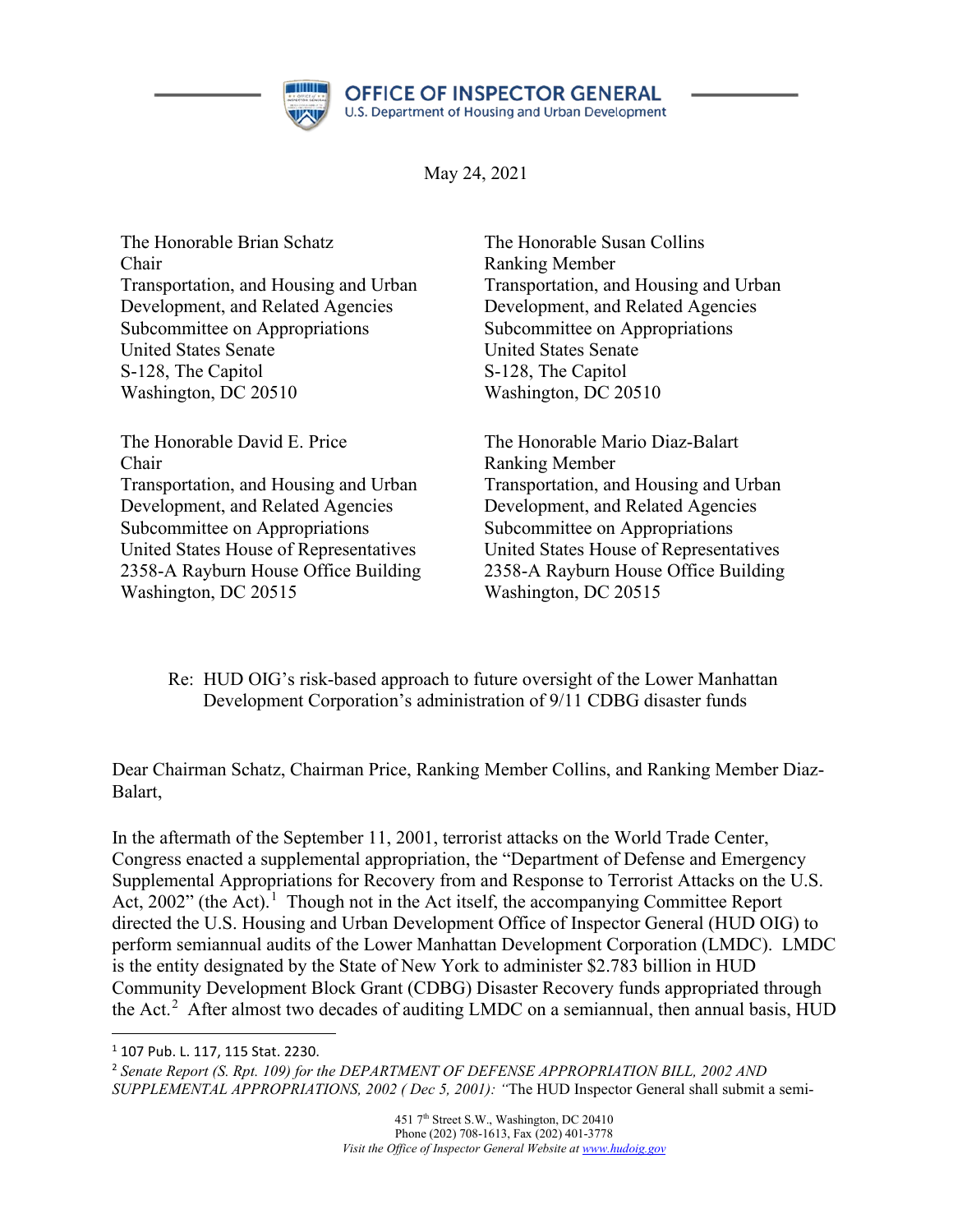OFFICE OF INSPECTOR GENERAL
U.S. Department of Housing and Urban Development

May 24, 2021

The Honorable Brian Schatz
Chair
Transportation, and Housing and Urban Development, and Related Agencies
Subcommittee on Appropriations
United States Senate
S-128, The Capitol
Washington, DC 20510

The Honorable Susan Collins
Ranking Member
Transportation, and Housing and Urban Development, and Related Agencies
Subcommittee on Appropriations
United States Senate
S-128, The Capitol
Washington, DC 20510

The Honorable David E. Price
Chair
Transportation, and Housing and Urban Development, and Related Agencies
Subcommittee on Appropriations
United States House of Representatives
2358-A Rayburn House Office Building
Washington, DC 20515

The Honorable Mario Diaz-Balart
Ranking Member
Transportation, and Housing and Urban Development, and Related Agencies
Subcommittee on Appropriations
United States House of Representatives
2358-A Rayburn House Office Building
Washington, DC 20515

Re: HUD OIG's risk-based approach to future oversight of the Lower Manhattan Development Corporation's administration of 9/11 CDBG disaster funds

Dear Chairman Schatz, Chairman Price, Ranking Member Collins, and Ranking Member Diaz-Balart,

In the aftermath of the September 11, 2001, terrorist attacks on the World Trade Center, Congress enacted a supplemental appropriation, the "Department of Defense and Emergency Supplemental Appropriations for Recovery from and Response to Terrorist Attacks on the U.S. Act, 2002" (the Act).[1] Though not in the Act itself, the accompanying Committee Report directed the U.S. Housing and Urban Development Office of Inspector General (HUD OIG) to perform semiannual audits of the Lower Manhattan Development Corporation (LMDC). LMDC is the entity designated by the State of New York to administer $2.783 billion in HUD Community Development Block Grant (CDBG) Disaster Recovery funds appropriated through the Act.[2] After almost two decades of auditing LMDC on a semiannual, then annual basis, HUD

---

[1] 107 Pub. L. 117, 115 Stat. 2230.

[2] *Senate Report (S. Rpt. 109) for the DEPARTMENT OF DEFENSE APPROPRIATION BILL, 2002 AND SUPPLEMENTAL APPROPRIATIONS, 2002 ( Dec 5, 2001):* "The HUD Inspector General shall submit a semi-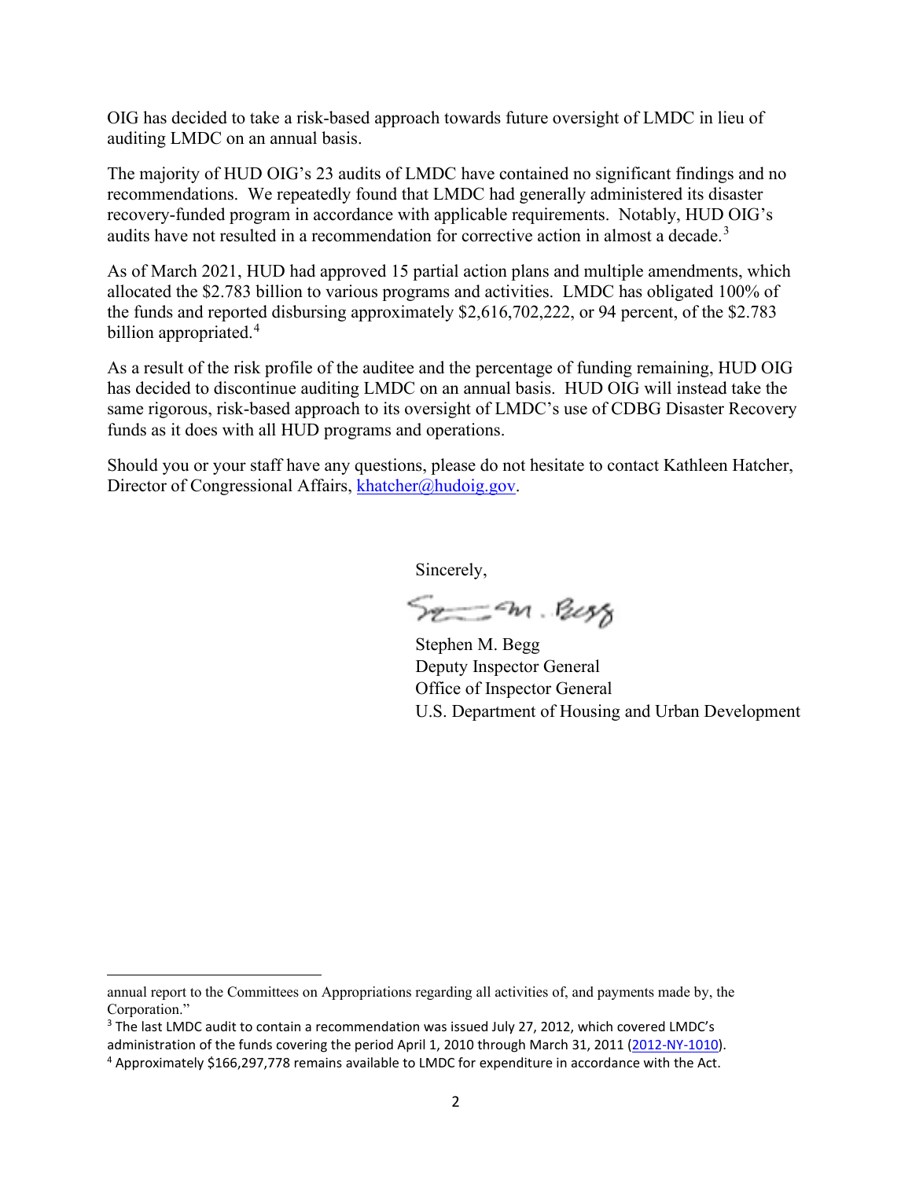OIG has decided to take a risk-based approach towards future oversight of LMDC in lieu of auditing LMDC on an annual basis.

The majority of HUD OIG's 23 audits of LMDC have contained no significant findings and no recommendations. We repeatedly found that LMDC had generally administered its disaster recovery-funded program in accordance with applicable requirements. Notably, HUD OIG's audits have not resulted in a recommendation for corrective action in almost a decade.[3]

As of March 2021, HUD had approved 15 partial action plans and multiple amendments, which allocated the $2.783 billion to various programs and activities. LMDC has obligated 100% of the funds and reported disbursing approximately $2,616,702,222, or 94 percent, of the $2.783 billion appropriated.[4]

As a result of the risk profile of the auditee and the percentage of funding remaining, HUD OIG has decided to discontinue auditing LMDC on an annual basis. HUD OIG will instead take the same rigorous, risk-based approach to its oversight of LMDC's use of CDBG Disaster Recovery funds as it does with all HUD programs and operations.

Should you or your staff have any questions, please do not hesitate to contact Kathleen Hatcher, Director of Congressional Affairs, khatcher@hudoig.gov.

Sincerely,

Stephen M. Begg
Deputy Inspector General
Office of Inspector General
U.S. Department of Housing and Urban Development

---

annual report to the Committees on Appropriations regarding all activities of, and payments made by, the Corporation."

[3] The last LMDC audit to contain a recommendation was issued July 27, 2012, which covered LMDC's administration of the funds covering the period April 1, 2010 through March 31, 2011 (2012-NY-1010).

[4] Approximately $166,297,778 remains available to LMDC for expenditure in accordance with the Act.